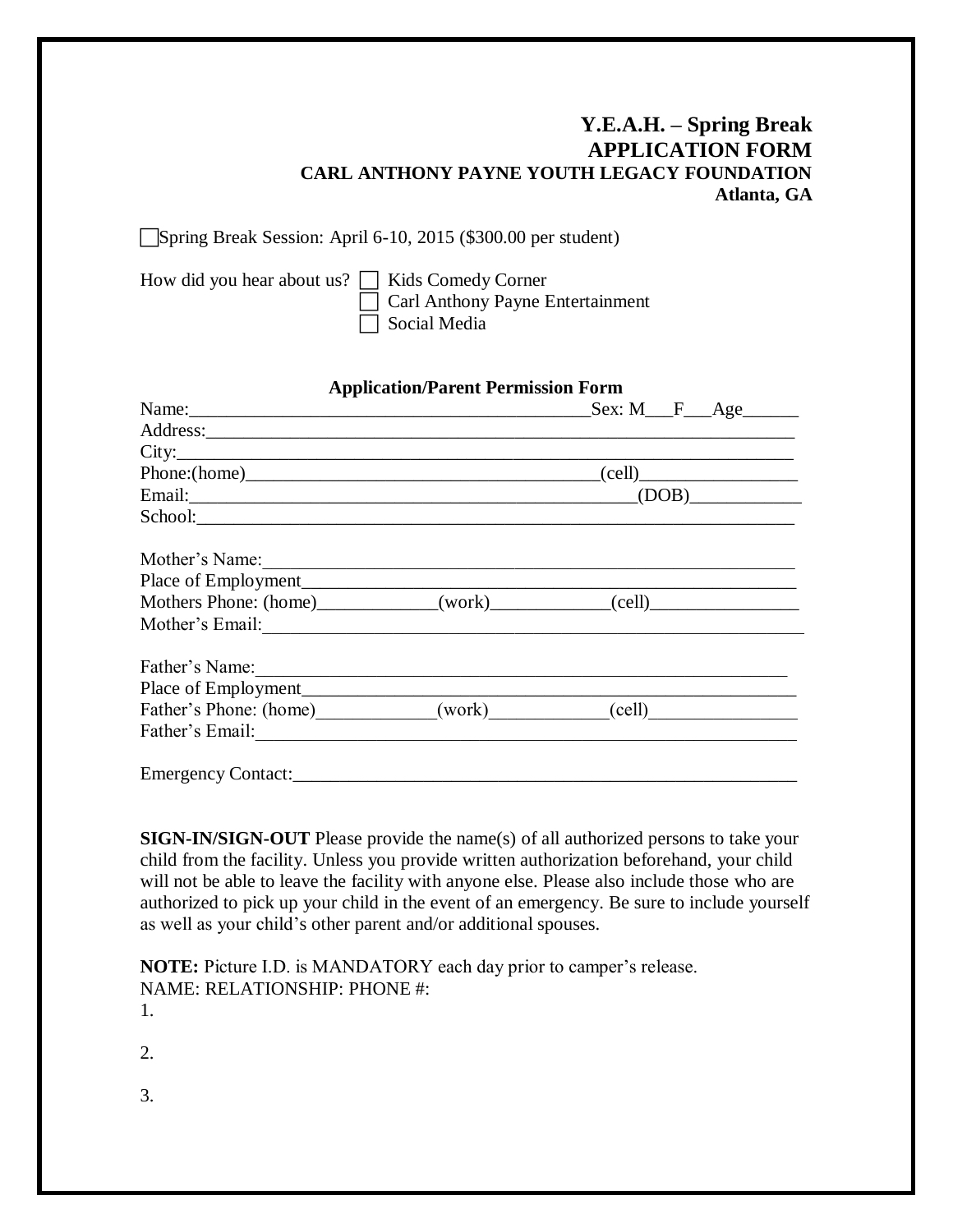## Y.E.A.H. – Spring Break
## APPLICATION FORM
### CARL ANTHONY PAYNE YOUTH LEGACY FOUNDATION
**Atlanta, GA**

☐ Spring Break Session: April 6-10, 2015 ($300.00 per student)

How did you hear about us?
☐ Kids Comedy Corner
☐ Carl Anthony Payne Entertainment
☐ Social Media

### Application/Parent Permission Form

Name:___________________________________________Sex: M___F___Age______

Address:_________________________________________________________________

City:____________________________________________________________________

Phone:(home)____________________________________(cell)_________________

Email:_____________________________________________(DOB)____________

School:__________________________________________________________________

Mother's Name:___________________________________________________________

Place of Employment______________________________________________________

Mothers Phone: (home)____________(work)____________(cell)________________

Mother's Email:__________________________________________________________

Father's Name:___________________________________________________________

Place of Employment______________________________________________________

Father's Phone: (home)____________(work)____________(cell)________________

Father's Email:__________________________________________________________

Emergency Contact:_______________________________________________________

**SIGN-IN/SIGN-OUT** Please provide the name(s) of all authorized persons to take your child from the facility. Unless you provide written authorization beforehand, your child will not be able to leave the facility with anyone else. Please also include those who are authorized to pick up your child in the event of an emergency. Be sure to include yourself as well as your child's other parent and/or additional spouses.

**NOTE:** Picture I.D. is MANDATORY each day prior to camper's release.

NAME: RELATIONSHIP: PHONE #:

1.

2.

3.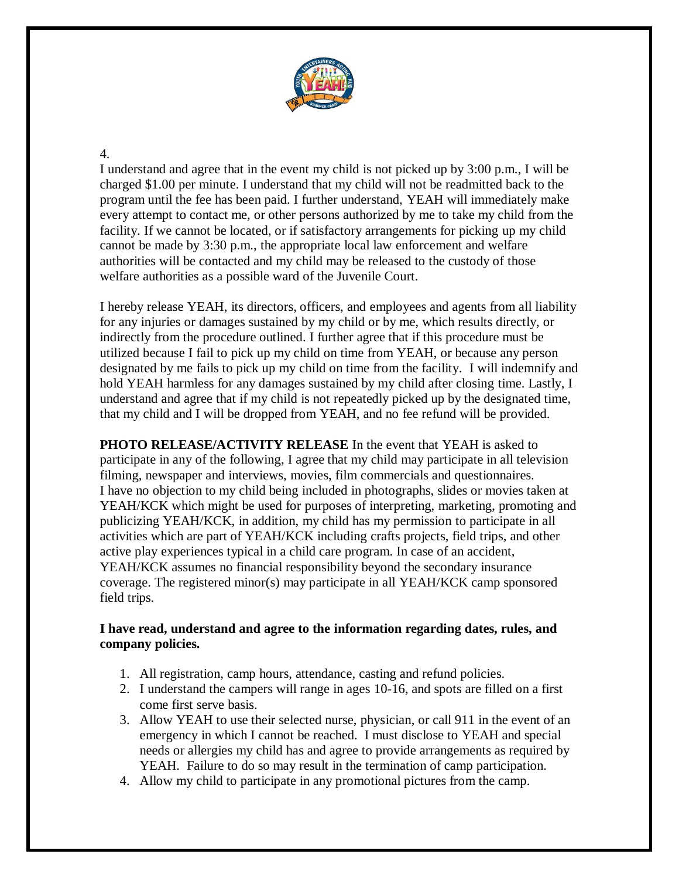4.

I understand and agree that in the event my child is not picked up by 3:00 p.m., I will be charged $1.00 per minute. I understand that my child will not be readmitted back to the program until the fee has been paid. I further understand, YEAH will immediately make every attempt to contact me, or other persons authorized by me to take my child from the facility. If we cannot be located, or if satisfactory arrangements for picking up my child cannot be made by 3:30 p.m., the appropriate local law enforcement and welfare authorities will be contacted and my child may be released to the custody of those welfare authorities as a possible ward of the Juvenile Court.

I hereby release YEAH, its directors, officers, and employees and agents from all liability for any injuries or damages sustained by my child or by me, which results directly, or indirectly from the procedure outlined. I further agree that if this procedure must be utilized because I fail to pick up my child on time from YEAH, or because any person designated by me fails to pick up my child on time from the facility. I will indemnify and hold YEAH harmless for any damages sustained by my child after closing time. Lastly, I understand and agree that if my child is not repeatedly picked up by the designated time, that my child and I will be dropped from YEAH, and no fee refund will be provided.

**PHOTO RELEASE/ACTIVITY RELEASE** In the event that YEAH is asked to participate in any of the following, I agree that my child may participate in all television filming, newspaper and interviews, movies, film commercials and questionnaires. I have no objection to my child being included in photographs, slides or movies taken at YEAH/KCK which might be used for purposes of interpreting, marketing, promoting and publicizing YEAH/KCK, in addition, my child has my permission to participate in all activities which are part of YEAH/KCK including crafts projects, field trips, and other active play experiences typical in a child care program. In case of an accident, YEAH/KCK assumes no financial responsibility beyond the secondary insurance coverage. The registered minor(s) may participate in all YEAH/KCK camp sponsored field trips.

**I have read, understand and agree to the information regarding dates, rules, and company policies.**

1. All registration, camp hours, attendance, casting and refund policies.
2. I understand the campers will range in ages 10-16, and spots are filled on a first come first serve basis.
3. Allow YEAH to use their selected nurse, physician, or call 911 in the event of an emergency in which I cannot be reached. I must disclose to YEAH and special needs or allergies my child has and agree to provide arrangements as required by YEAH. Failure to do so may result in the termination of camp participation.
4. Allow my child to participate in any promotional pictures from the camp.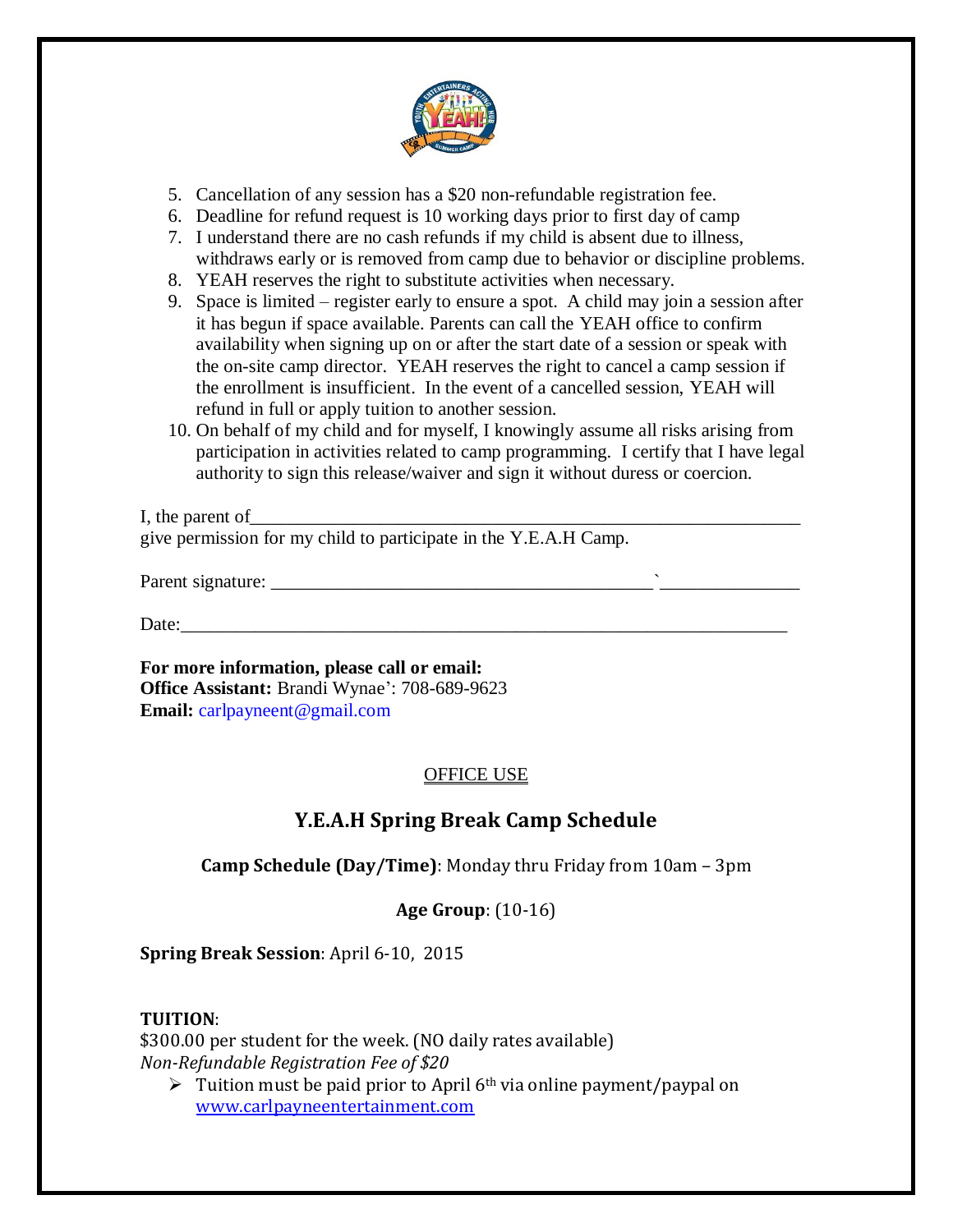5. Cancellation of any session has a $20 non-refundable registration fee.
6. Deadline for refund request is 10 working days prior to first day of camp
7. I understand there are no cash refunds if my child is absent due to illness, withdraws early or is removed from camp due to behavior or discipline problems.
8. YEAH reserves the right to substitute activities when necessary.
9. Space is limited – register early to ensure a spot. A child may join a session after it has begun if space available. Parents can call the YEAH office to confirm availability when signing up on or after the start date of a session or speak with the on-site camp director. YEAH reserves the right to cancel a camp session if the enrollment is insufficient. In the event of a cancelled session, YEAH will refund in full or apply tuition to another session.
10. On behalf of my child and for myself, I knowingly assume all risks arising from participation in activities related to camp programming. I certify that I have legal authority to sign this release/waiver and sign it without duress or coercion.

I, the parent of_______________________________________________________________
give permission for my child to participate in the Y.E.A.H Camp.

Parent signature: __________________________________________`_______________

Date:______________________________________________________________________

**For more information, please call or email:**
**Office Assistant:** Brandi Wynae': 708-689-9623
**Email:** carlpayneent@gmail.com

OFFICE USE

## Y.E.A.H Spring Break Camp Schedule

**Camp Schedule (Day/Time)**: Monday thru Friday from 10am – 3pm

**Age Group**: (10-16)

**Spring Break Session**: April 6-10, 2015

**TUITION**:
$300.00 per student for the week. (NO daily rates available)
*Non-Refundable Registration Fee of $20*

- Tuition must be paid prior to April 6th via online payment/paypal on www.carlpayneentertainment.com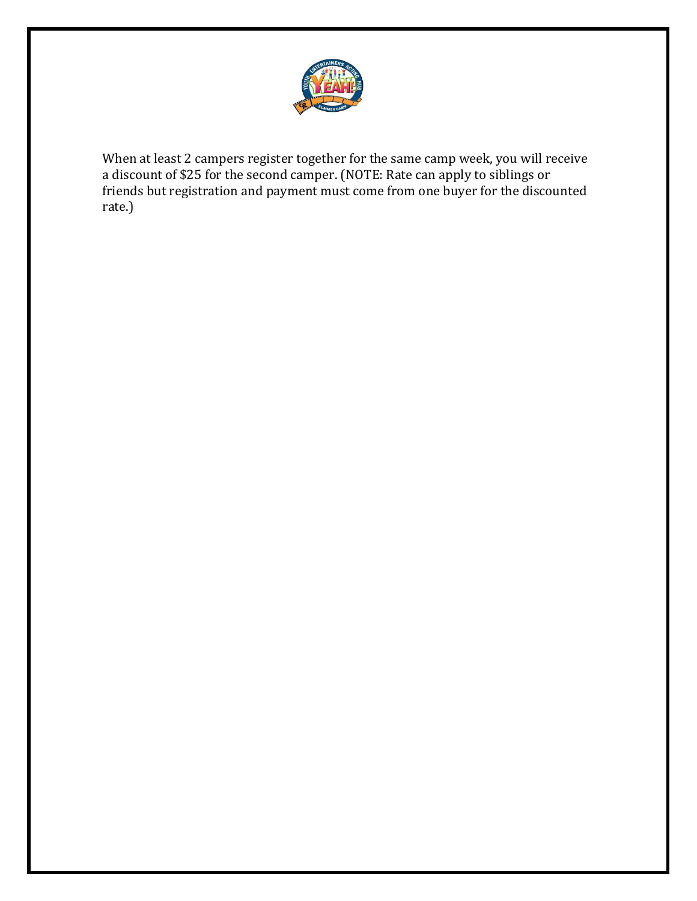When at least 2 campers register together for the same camp week, you will receive a discount of $25 for the second camper. (NOTE: Rate can apply to siblings or friends but registration and payment must come from one buyer for the discounted rate.)